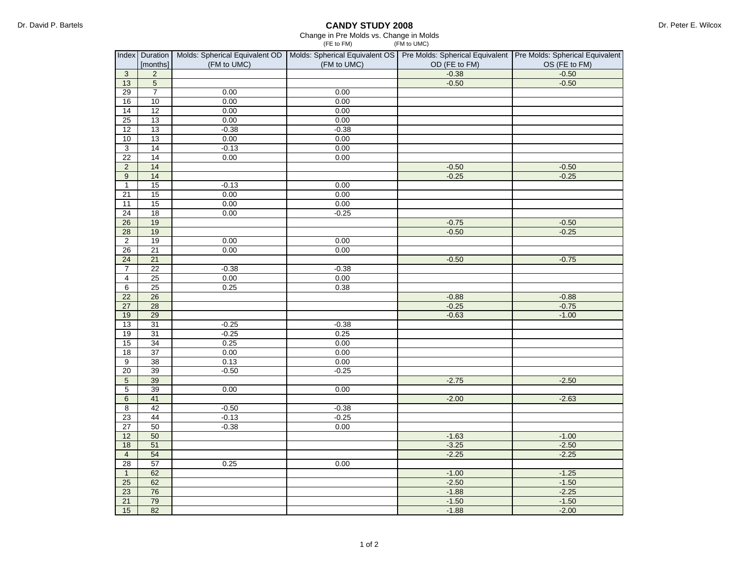Dr. David P. Bartels

# CANDY STUDY 2008

Dr. Peter E. Wilcox

Change in Pre Molds vs. Change in Molds
(FE to FM) (FM to UMC)

| Index | Duration [months] | Molds: Spherical Equivalent OD (FM to UMC) | Molds: Spherical Equivalent OS (FM to UMC) | Pre Molds: Spherical Equivalent OD (FE to FM) | Pre Molds: Spherical Equivalent OS (FE to FM) |
|---|---|---|---|---|---|
| 3 | 2 | | | -0.38 | -0.50 |
| 13 | 5 | | | -0.50 | -0.50 |
| 29 | 7 | 0.00 | 0.00 | | |
| 16 | 10 | 0.00 | 0.00 | | |
| 14 | 12 | 0.00 | 0.00 | | |
| 25 | 13 | 0.00 | 0.00 | | |
| 12 | 13 | -0.38 | -0.38 | | |
| 10 | 13 | 0.00 | 0.00 | | |
| 3 | 14 | -0.13 | 0.00 | | |
| 22 | 14 | 0.00 | 0.00 | | |
| 2 | 14 | | | -0.50 | -0.50 |
| 9 | 14 | | | -0.25 | -0.25 |
| 1 | 15 | -0.13 | 0.00 | | |
| 21 | 15 | 0.00 | 0.00 | | |
| 11 | 15 | 0.00 | 0.00 | | |
| 24 | 18 | 0.00 | -0.25 | | |
| 26 | 19 | | | -0.75 | -0.50 |
| 28 | 19 | | | -0.50 | -0.25 |
| 2 | 19 | 0.00 | 0.00 | | |
| 26 | 21 | 0.00 | 0.00 | | |
| 24 | 21 | | | -0.50 | -0.75 |
| 7 | 22 | -0.38 | -0.38 | | |
| 4 | 25 | 0.00 | 0.00 | | |
| 6 | 25 | 0.25 | 0.38 | | |
| 22 | 26 | | | -0.88 | -0.88 |
| 27 | 28 | | | -0.25 | -0.75 |
| 19 | 29 | | | -0.63 | -1.00 |
| 13 | 31 | -0.25 | -0.38 | | |
| 19 | 31 | -0.25 | 0.25 | | |
| 15 | 34 | 0.25 | 0.00 | | |
| 18 | 37 | 0.00 | 0.00 | | |
| 9 | 38 | 0.13 | 0.00 | | |
| 20 | 39 | -0.50 | -0.25 | | |
| 5 | 39 | | | -2.75 | -2.50 |
| 5 | 39 | 0.00 | 0.00 | | |
| 6 | 41 | | | -2.00 | -2.63 |
| 8 | 42 | -0.50 | -0.38 | | |
| 23 | 44 | -0.13 | -0.25 | | |
| 27 | 50 | -0.38 | 0.00 | | |
| 12 | 50 | | | -1.63 | -1.00 |
| 18 | 51 | | | -3.25 | -2.50 |
| 4 | 54 | | | -2.25 | -2.25 |
| 28 | 57 | 0.25 | 0.00 | | |
| 1 | 62 | | | -1.00 | -1.25 |
| 25 | 62 | | | -2.50 | -1.50 |
| 23 | 76 | | | -1.88 | -2.25 |
| 21 | 79 | | | -1.50 | -1.50 |
| 15 | 82 | | | -1.88 | -2.00 |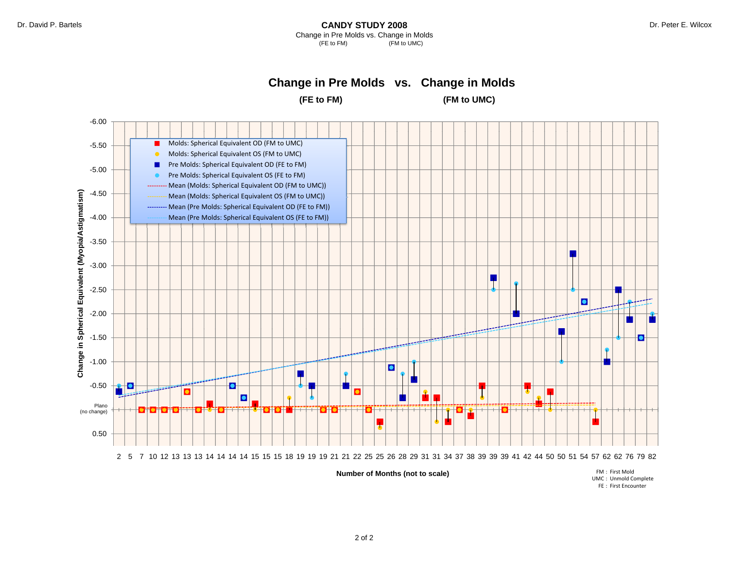Dr. David P. Bartels

**CANDY STUDY 2008**

Change in Pre Molds vs. Change in Molds
(FE to FM) (FM to UMC)

Dr. Peter E. Wilcox

## Change in Pre Molds vs. Change in Molds

**(FE to FM) (FM to UMC)**

Change in Spherical Equivalent (Myopia/Astigmatism)

-6.00
-5.50
-5.00
-4.50
-4.00
-3.50
-3.00
-2.50
-2.00
-1.50
-1.00
-0.50
Plano (no change)
0.50

Molds: Spherical Equivalent OD (FM to UMC)
Molds: Spherical Equivalent OS (FM to UMC)
Pre Molds: Spherical Equivalent OD (FE to FM)
Pre Molds: Spherical Equivalent OS (FE to FM)
Mean (Molds: Spherical Equivalent OD (FM to UMC))
Mean (Molds: Spherical Equivalent OS (FM to UMC))
Mean (Pre Molds: Spherical Equivalent OD (FE to FM))
Mean (Pre Molds: Spherical Equivalent OS (FE to FM))

2 5 7 10 12 13 13 13 14 14 14 14 15 15 15 18 19 19 19 21 21 22 25 25 26 28 29 31 31 34 37 38 39 39 39 41 42 44 50 50 51 54 57 62 62 76 79 82

**Number of Months (not to scale)**

FM : First Mold
UMC : Unmold Complete
FE : First Encounter